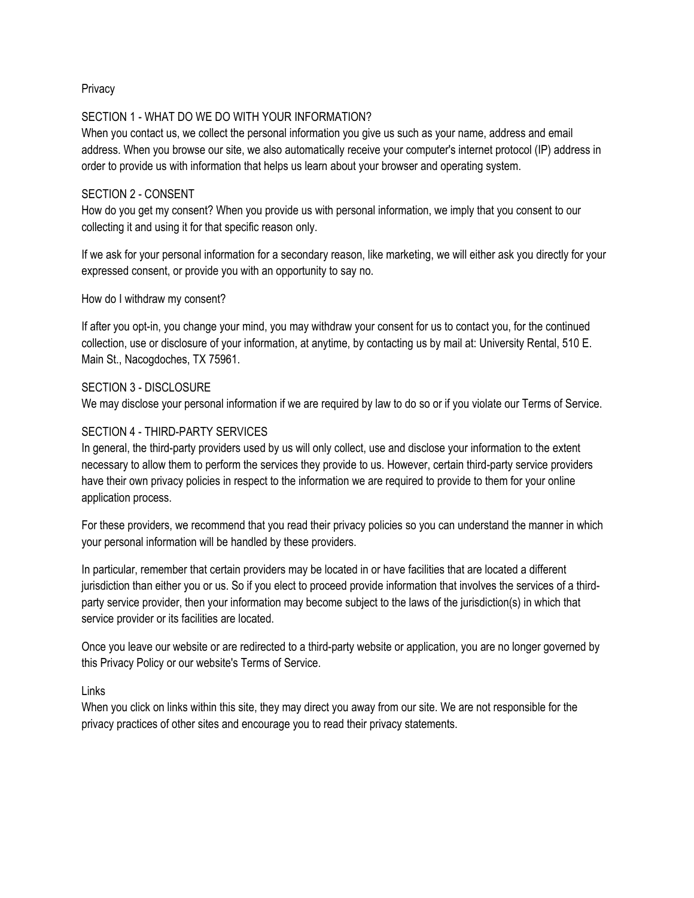# Privacy

## SECTION 1 - WHAT DO WE DO WITH YOUR INFORMATION?

When you contact us, we collect the personal information you give us such as your name, address and email address. When you browse our site, we also automatically receive your computer's internet protocol (IP) address in order to provide us with information that helps us learn about your browser and operating system.

## SECTION 2 - CONSENT

How do you get my consent? When you provide us with personal information, we imply that you consent to our collecting it and using it for that specific reason only.

If we ask for your personal information for a secondary reason, like marketing, we will either ask you directly for your expressed consent, or provide you with an opportunity to say no.

How do I withdraw my consent?

If after you opt-in, you change your mind, you may withdraw your consent for us to contact you, for the continued collection, use or disclosure of your information, at anytime, by contacting us by mail at: University Rental, 510 E. Main St., Nacogdoches, TX 75961.

## SECTION 3 - DISCLOSURE

We may disclose your personal information if we are required by law to do so or if you violate our Terms of Service.

## SECTION 4 - THIRD-PARTY SERVICES

In general, the third-party providers used by us will only collect, use and disclose your information to the extent necessary to allow them to perform the services they provide to us. However, certain third-party service providers have their own privacy policies in respect to the information we are required to provide to them for your online application process.

For these providers, we recommend that you read their privacy policies so you can understand the manner in which your personal information will be handled by these providers.

In particular, remember that certain providers may be located in or have facilities that are located a different jurisdiction than either you or us. So if you elect to proceed provide information that involves the services of a third-party service provider, then your information may become subject to the laws of the jurisdiction(s) in which that service provider or its facilities are located.

Once you leave our website or are redirected to a third-party website or application, you are no longer governed by this Privacy Policy or our website's Terms of Service.

### Links

When you click on links within this site, they may direct you away from our site. We are not responsible for the privacy practices of other sites and encourage you to read their privacy statements.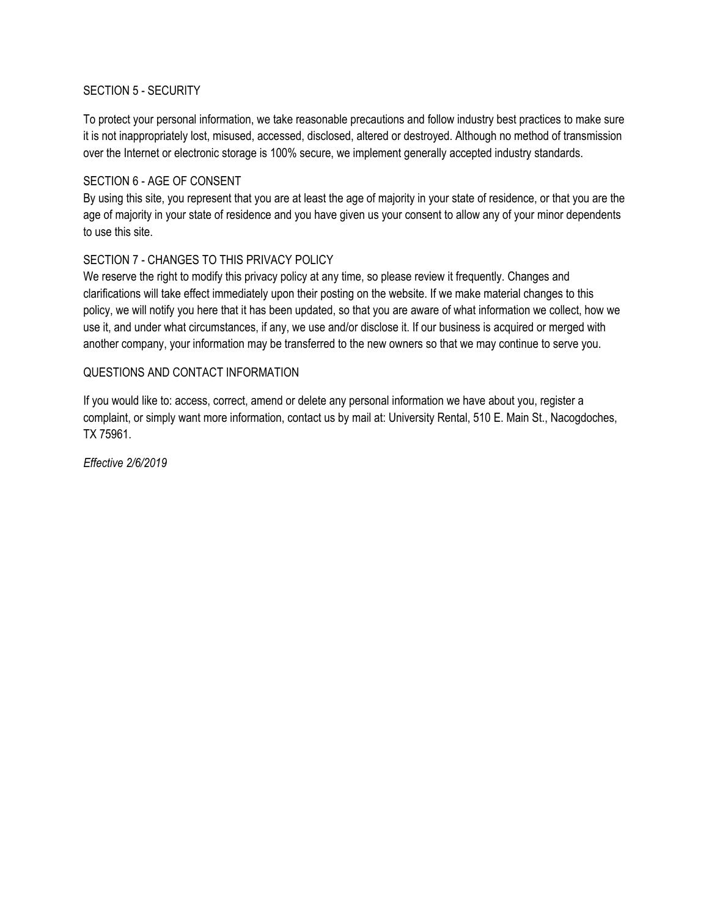## SECTION 5 - SECURITY

To protect your personal information, we take reasonable precautions and follow industry best practices to make sure it is not inappropriately lost, misused, accessed, disclosed, altered or destroyed. Although no method of transmission over the Internet or electronic storage is 100% secure, we implement generally accepted industry standards.

## SECTION 6 - AGE OF CONSENT

By using this site, you represent that you are at least the age of majority in your state of residence, or that you are the age of majority in your state of residence and you have given us your consent to allow any of your minor dependents to use this site.

## SECTION 7 - CHANGES TO THIS PRIVACY POLICY

We reserve the right to modify this privacy policy at any time, so please review it frequently. Changes and clarifications will take effect immediately upon their posting on the website. If we make material changes to this policy, we will notify you here that it has been updated, so that you are aware of what information we collect, how we use it, and under what circumstances, if any, we use and/or disclose it. If our business is acquired or merged with another company, your information may be transferred to the new owners so that we may continue to serve you.

## QUESTIONS AND CONTACT INFORMATION

If you would like to: access, correct, amend or delete any personal information we have about you, register a complaint, or simply want more information, contact us by mail at: University Rental, 510 E. Main St., Nacogdoches, TX 75961.

*Effective 2/6/2019*